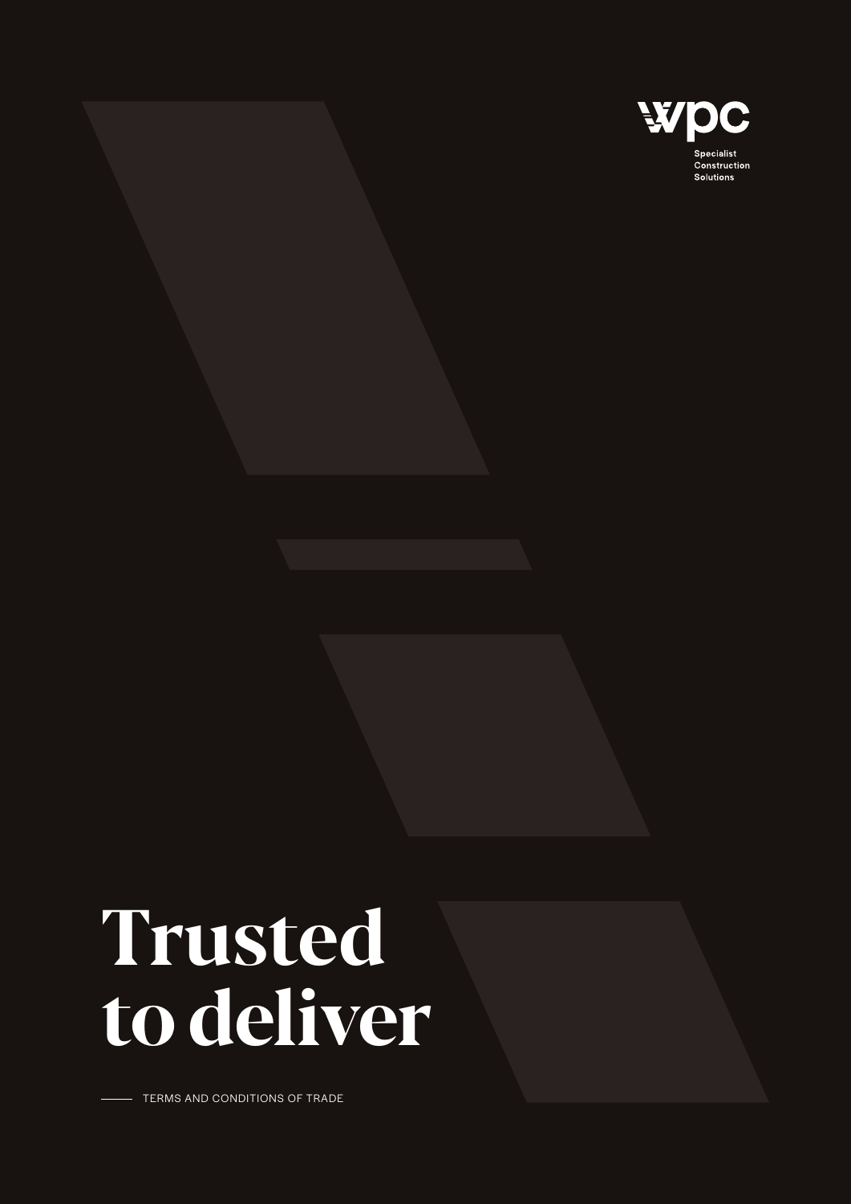wpc

Specialist
Construction
Solutions

# Trusted to deliver

TERMS AND CONDITIONS OF TRADE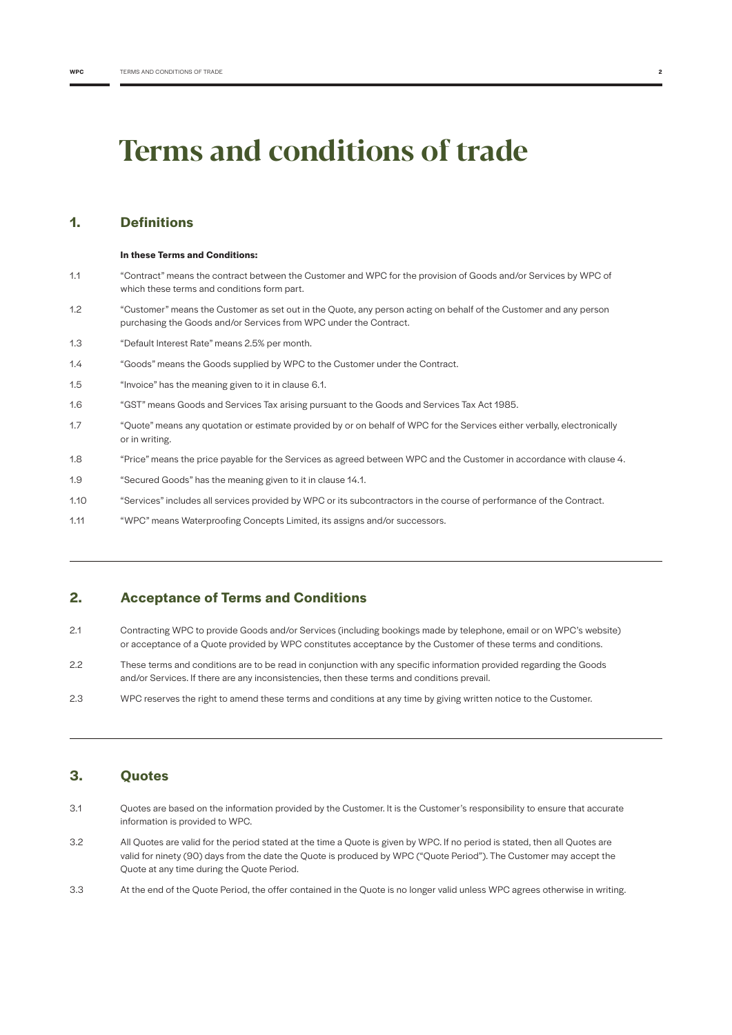# Terms and conditions of trade

## 1. Definitions

**In these Terms and Conditions:**

1.1 "Contract" means the contract between the Customer and WPC for the provision of Goods and/or Services by WPC of which these terms and conditions form part.

1.2 "Customer" means the Customer as set out in the Quote, any person acting on behalf of the Customer and any person purchasing the Goods and/or Services from WPC under the Contract.

1.3 "Default Interest Rate" means 2.5% per month.

1.4 "Goods" means the Goods supplied by WPC to the Customer under the Contract.

1.5 "Invoice" has the meaning given to it in clause 6.1.

1.6 "GST" means Goods and Services Tax arising pursuant to the Goods and Services Tax Act 1985.

1.7 "Quote" means any quotation or estimate provided by or on behalf of WPC for the Services either verbally, electronically or in writing.

1.8 "Price" means the price payable for the Services as agreed between WPC and the Customer in accordance with clause 4.

1.9 "Secured Goods" has the meaning given to it in clause 14.1.

1.10 "Services" includes all services provided by WPC or its subcontractors in the course of performance of the Contract.

1.11 "WPC" means Waterproofing Concepts Limited, its assigns and/or successors.

## 2. Acceptance of Terms and Conditions

2.1 Contracting WPC to provide Goods and/or Services (including bookings made by telephone, email or on WPC's website) or acceptance of a Quote provided by WPC constitutes acceptance by the Customer of these terms and conditions.

2.2 These terms and conditions are to be read in conjunction with any specific information provided regarding the Goods and/or Services. If there are any inconsistencies, then these terms and conditions prevail.

2.3 WPC reserves the right to amend these terms and conditions at any time by giving written notice to the Customer.

## 3. Quotes

3.1 Quotes are based on the information provided by the Customer. It is the Customer's responsibility to ensure that accurate information is provided to WPC.

3.2 All Quotes are valid for the period stated at the time a Quote is given by WPC. If no period is stated, then all Quotes are valid for ninety (90) days from the date the Quote is produced by WPC ("Quote Period"). The Customer may accept the Quote at any time during the Quote Period.

3.3 At the end of the Quote Period, the offer contained in the Quote is no longer valid unless WPC agrees otherwise in writing.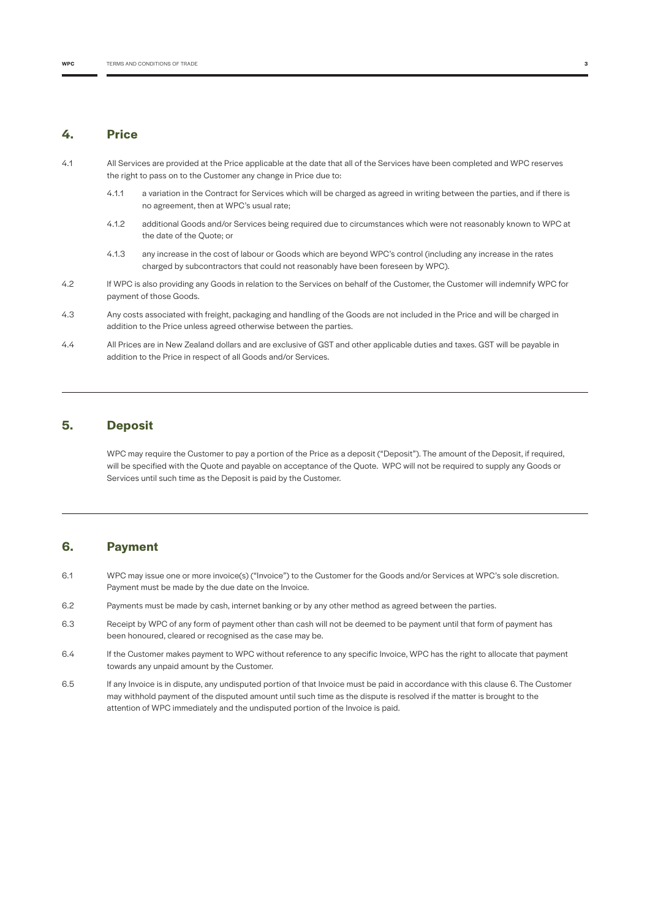## 4. Price

4.1 All Services are provided at the Price applicable at the date that all of the Services have been completed and WPC reserves the right to pass on to the Customer any change in Price due to:

- 4.1.1 a variation in the Contract for Services which will be charged as agreed in writing between the parties, and if there is no agreement, then at WPC's usual rate;
- 4.1.2 additional Goods and/or Services being required due to circumstances which were not reasonably known to WPC at the date of the Quote; or
- 4.1.3 any increase in the cost of labour or Goods which are beyond WPC's control (including any increase in the rates charged by subcontractors that could not reasonably have been foreseen by WPC).

4.2 If WPC is also providing any Goods in relation to the Services on behalf of the Customer, the Customer will indemnify WPC for payment of those Goods.

4.3 Any costs associated with freight, packaging and handling of the Goods are not included in the Price and will be charged in addition to the Price unless agreed otherwise between the parties.

4.4 All Prices are in New Zealand dollars and are exclusive of GST and other applicable duties and taxes. GST will be payable in addition to the Price in respect of all Goods and/or Services.

---

## 5. Deposit

WPC may require the Customer to pay a portion of the Price as a deposit ("Deposit"). The amount of the Deposit, if required, will be specified with the Quote and payable on acceptance of the Quote. WPC will not be required to supply any Goods or Services until such time as the Deposit is paid by the Customer.

---

## 6. Payment

6.1 WPC may issue one or more invoice(s) ("Invoice") to the Customer for the Goods and/or Services at WPC's sole discretion. Payment must be made by the due date on the Invoice.

6.2 Payments must be made by cash, internet banking or by any other method as agreed between the parties.

6.3 Receipt by WPC of any form of payment other than cash will not be deemed to be payment until that form of payment has been honoured, cleared or recognised as the case may be.

6.4 If the Customer makes payment to WPC without reference to any specific Invoice, WPC has the right to allocate that payment towards any unpaid amount by the Customer.

6.5 If any Invoice is in dispute, any undisputed portion of that Invoice must be paid in accordance with this clause 6. The Customer may withhold payment of the disputed amount until such time as the dispute is resolved if the matter is brought to the attention of WPC immediately and the undisputed portion of the Invoice is paid.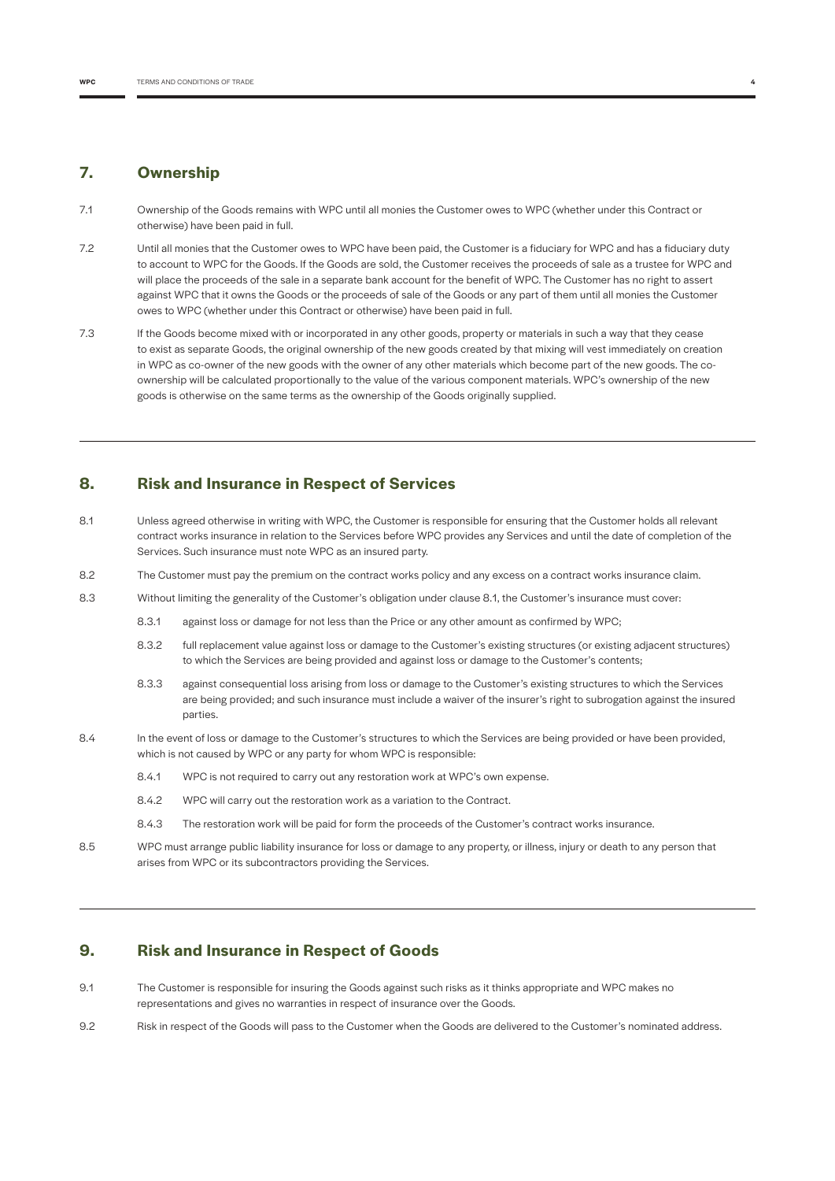## 7. Ownership

7.1 Ownership of the Goods remains with WPC until all monies the Customer owes to WPC (whether under this Contract or otherwise) have been paid in full.

7.2 Until all monies that the Customer owes to WPC have been paid, the Customer is a fiduciary for WPC and has a fiduciary duty to account to WPC for the Goods. If the Goods are sold, the Customer receives the proceeds of sale as a trustee for WPC and will place the proceeds of the sale in a separate bank account for the benefit of WPC. The Customer has no right to assert against WPC that it owns the Goods or the proceeds of sale of the Goods or any part of them until all monies the Customer owes to WPC (whether under this Contract or otherwise) have been paid in full.

7.3 If the Goods become mixed with or incorporated in any other goods, property or materials in such a way that they cease to exist as separate Goods, the original ownership of the new goods created by that mixing will vest immediately on creation in WPC as co-owner of the new goods with the owner of any other materials which become part of the new goods. The co-ownership will be calculated proportionally to the value of the various component materials. WPC's ownership of the new goods is otherwise on the same terms as the ownership of the Goods originally supplied.

## 8. Risk and Insurance in Respect of Services

8.1 Unless agreed otherwise in writing with WPC, the Customer is responsible for ensuring that the Customer holds all relevant contract works insurance in relation to the Services before WPC provides any Services and until the date of completion of the Services. Such insurance must note WPC as an insured party.

8.2 The Customer must pay the premium on the contract works policy and any excess on a contract works insurance claim.

8.3 Without limiting the generality of the Customer's obligation under clause 8.1, the Customer's insurance must cover:

- 8.3.1 against loss or damage for not less than the Price or any other amount as confirmed by WPC;
- 8.3.2 full replacement value against loss or damage to the Customer's existing structures (or existing adjacent structures) to which the Services are being provided and against loss or damage to the Customer's contents;
- 8.3.3 against consequential loss arising from loss or damage to the Customer's existing structures to which the Services are being provided; and such insurance must include a waiver of the insurer's right to subrogation against the insured parties.

8.4 In the event of loss or damage to the Customer's structures to which the Services are being provided or have been provided, which is not caused by WPC or any party for whom WPC is responsible:

- 8.4.1 WPC is not required to carry out any restoration work at WPC's own expense.
- 8.4.2 WPC will carry out the restoration work as a variation to the Contract.
- 8.4.3 The restoration work will be paid for form the proceeds of the Customer's contract works insurance.

8.5 WPC must arrange public liability insurance for loss or damage to any property, or illness, injury or death to any person that arises from WPC or its subcontractors providing the Services.

## 9. Risk and Insurance in Respect of Goods

9.1 The Customer is responsible for insuring the Goods against such risks as it thinks appropriate and WPC makes no representations and gives no warranties in respect of insurance over the Goods.

9.2 Risk in respect of the Goods will pass to the Customer when the Goods are delivered to the Customer's nominated address.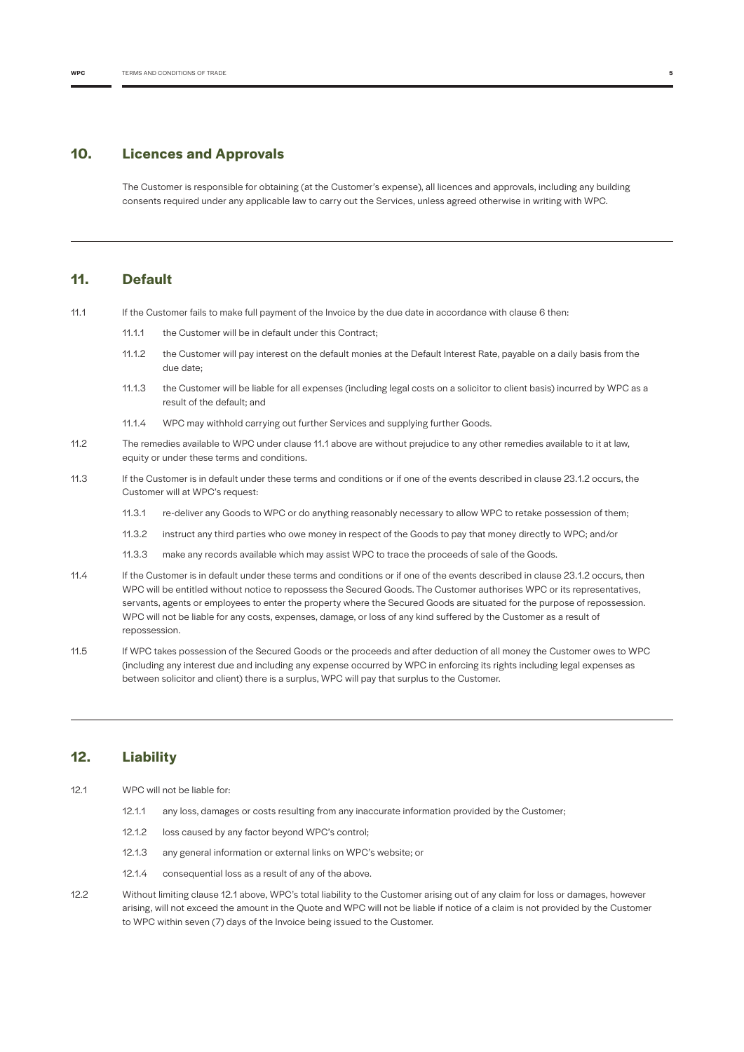## 10. Licences and Approvals

The Customer is responsible for obtaining (at the Customer's expense), all licences and approvals, including any building consents required under any applicable law to carry out the Services, unless agreed otherwise in writing with WPC.

## 11. Default

11.1 If the Customer fails to make full payment of the Invoice by the due date in accordance with clause 6 then:

- 11.1.1 the Customer will be in default under this Contract;
- 11.1.2 the Customer will pay interest on the default monies at the Default Interest Rate, payable on a daily basis from the due date;
- 11.1.3 the Customer will be liable for all expenses (including legal costs on a solicitor to client basis) incurred by WPC as a result of the default; and
- 11.1.4 WPC may withhold carrying out further Services and supplying further Goods.

11.2 The remedies available to WPC under clause 11.1 above are without prejudice to any other remedies available to it at law, equity or under these terms and conditions.

11.3 If the Customer is in default under these terms and conditions or if one of the events described in clause 23.1.2 occurs, the Customer will at WPC's request:

- 11.3.1 re-deliver any Goods to WPC or do anything reasonably necessary to allow WPC to retake possession of them;
- 11.3.2 instruct any third parties who owe money in respect of the Goods to pay that money directly to WPC; and/or
- 11.3.3 make any records available which may assist WPC to trace the proceeds of sale of the Goods.

11.4 If the Customer is in default under these terms and conditions or if one of the events described in clause 23.1.2 occurs, then WPC will be entitled without notice to repossess the Secured Goods. The Customer authorises WPC or its representatives, servants, agents or employees to enter the property where the Secured Goods are situated for the purpose of repossession. WPC will not be liable for any costs, expenses, damage, or loss of any kind suffered by the Customer as a result of repossession.

11.5 If WPC takes possession of the Secured Goods or the proceeds and after deduction of all money the Customer owes to WPC (including any interest due and including any expense occurred by WPC in enforcing its rights including legal expenses as between solicitor and client) there is a surplus, WPC will pay that surplus to the Customer.

## 12. Liability

12.1 WPC will not be liable for:

- 12.1.1 any loss, damages or costs resulting from any inaccurate information provided by the Customer;
- 12.1.2 loss caused by any factor beyond WPC's control;
- 12.1.3 any general information or external links on WPC's website; or
- 12.1.4 consequential loss as a result of any of the above.

12.2 Without limiting clause 12.1 above, WPC's total liability to the Customer arising out of any claim for loss or damages, however arising, will not exceed the amount in the Quote and WPC will not be liable if notice of a claim is not provided by the Customer to WPC within seven (7) days of the Invoice being issued to the Customer.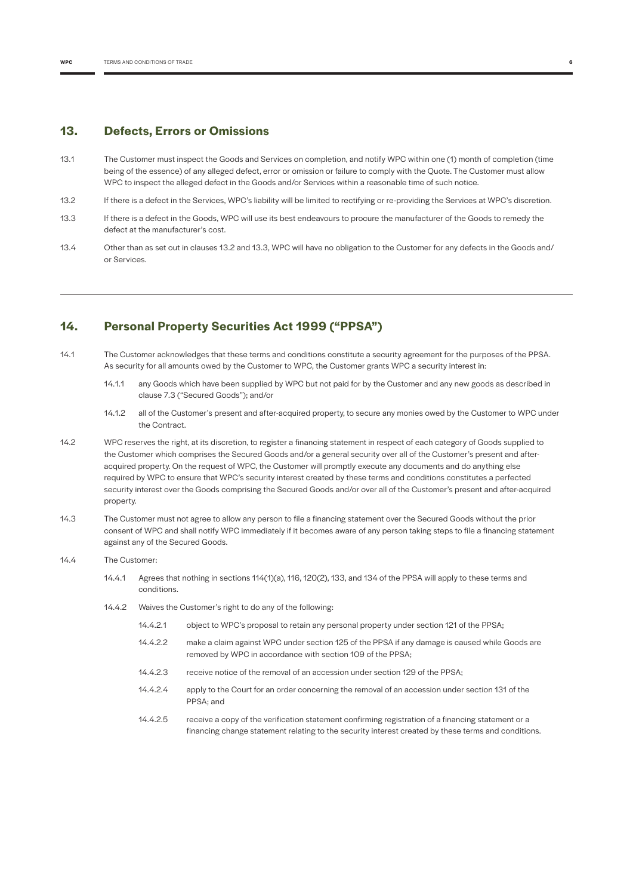## 13. Defects, Errors or Omissions

13.1 The Customer must inspect the Goods and Services on completion, and notify WPC within one (1) month of completion (time being of the essence) of any alleged defect, error or omission or failure to comply with the Quote. The Customer must allow WPC to inspect the alleged defect in the Goods and/or Services within a reasonable time of such notice.

13.2 If there is a defect in the Services, WPC's liability will be limited to rectifying or re-providing the Services at WPC's discretion.

13.3 If there is a defect in the Goods, WPC will use its best endeavours to procure the manufacturer of the Goods to remedy the defect at the manufacturer's cost.

13.4 Other than as set out in clauses 13.2 and 13.3, WPC will have no obligation to the Customer for any defects in the Goods and/ or Services.

---

## 14. Personal Property Securities Act 1999 ("PPSA")

14.1 The Customer acknowledges that these terms and conditions constitute a security agreement for the purposes of the PPSA. As security for all amounts owed by the Customer to WPC, the Customer grants WPC a security interest in:

- 14.1.1 any Goods which have been supplied by WPC but not paid for by the Customer and any new goods as described in clause 7.3 ("Secured Goods"); and/or
- 14.1.2 all of the Customer's present and after-acquired property, to secure any monies owed by the Customer to WPC under the Contract.

14.2 WPC reserves the right, at its discretion, to register a financing statement in respect of each category of Goods supplied to the Customer which comprises the Secured Goods and/or a general security over all of the Customer's present and after-acquired property. On the request of WPC, the Customer will promptly execute any documents and do anything else required by WPC to ensure that WPC's security interest created by these terms and conditions constitutes a perfected security interest over the Goods comprising the Secured Goods and/or over all of the Customer's present and after-acquired property.

14.3 The Customer must not agree to allow any person to file a financing statement over the Secured Goods without the prior consent of WPC and shall notify WPC immediately if it becomes aware of any person taking steps to file a financing statement against any of the Secured Goods.

14.4 The Customer:

- 14.4.1 Agrees that nothing in sections 114(1)(a), 116, 120(2), 133, and 134 of the PPSA will apply to these terms and conditions.
- 14.4.2 Waives the Customer's right to do any of the following:
  - 14.4.2.1 object to WPC's proposal to retain any personal property under section 121 of the PPSA;
  - 14.4.2.2 make a claim against WPC under section 125 of the PPSA if any damage is caused while Goods are removed by WPC in accordance with section 109 of the PPSA;
  - 14.4.2.3 receive notice of the removal of an accession under section 129 of the PPSA;
  - 14.4.2.4 apply to the Court for an order concerning the removal of an accession under section 131 of the PPSA; and
  - 14.4.2.5 receive a copy of the verification statement confirming registration of a financing statement or a financing change statement relating to the security interest created by these terms and conditions.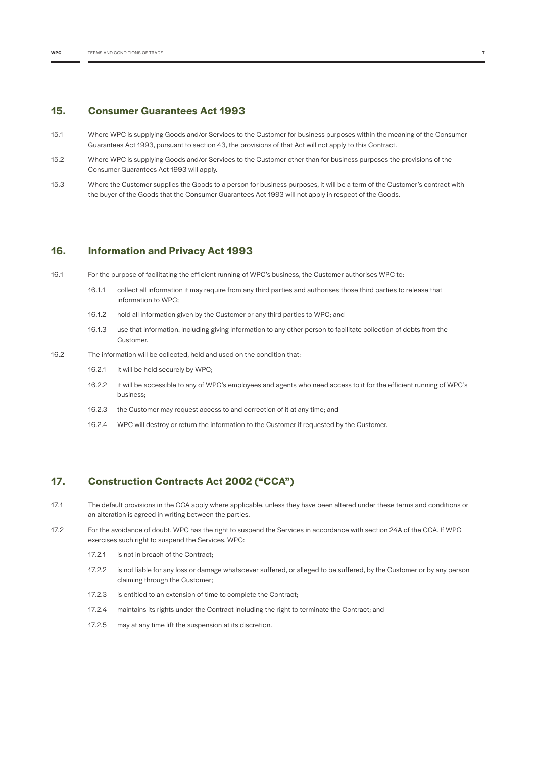## 15. Consumer Guarantees Act 1993

15.1 Where WPC is supplying Goods and/or Services to the Customer for business purposes within the meaning of the Consumer Guarantees Act 1993, pursuant to section 43, the provisions of that Act will not apply to this Contract.

15.2 Where WPC is supplying Goods and/or Services to the Customer other than for business purposes the provisions of the Consumer Guarantees Act 1993 will apply.

15.3 Where the Customer supplies the Goods to a person for business purposes, it will be a term of the Customer's contract with the buyer of the Goods that the Consumer Guarantees Act 1993 will not apply in respect of the Goods.

## 16. Information and Privacy Act 1993

16.1 For the purpose of facilitating the efficient running of WPC's business, the Customer authorises WPC to:

- 16.1.1 collect all information it may require from any third parties and authorises those third parties to release that information to WPC;
- 16.1.2 hold all information given by the Customer or any third parties to WPC; and
- 16.1.3 use that information, including giving information to any other person to facilitate collection of debts from the Customer.

16.2 The information will be collected, held and used on the condition that:

- 16.2.1 it will be held securely by WPC;
- 16.2.2 it will be accessible to any of WPC's employees and agents who need access to it for the efficient running of WPC's business;
- 16.2.3 the Customer may request access to and correction of it at any time; and
- 16.2.4 WPC will destroy or return the information to the Customer if requested by the Customer.

## 17. Construction Contracts Act 2002 ("CCA")

17.1 The default provisions in the CCA apply where applicable, unless they have been altered under these terms and conditions or an alteration is agreed in writing between the parties.

17.2 For the avoidance of doubt, WPC has the right to suspend the Services in accordance with section 24A of the CCA. If WPC exercises such right to suspend the Services, WPC:

- 17.2.1 is not in breach of the Contract;
- 17.2.2 is not liable for any loss or damage whatsoever suffered, or alleged to be suffered, by the Customer or by any person claiming through the Customer;
- 17.2.3 is entitled to an extension of time to complete the Contract;
- 17.2.4 maintains its rights under the Contract including the right to terminate the Contract; and
- 17.2.5 may at any time lift the suspension at its discretion.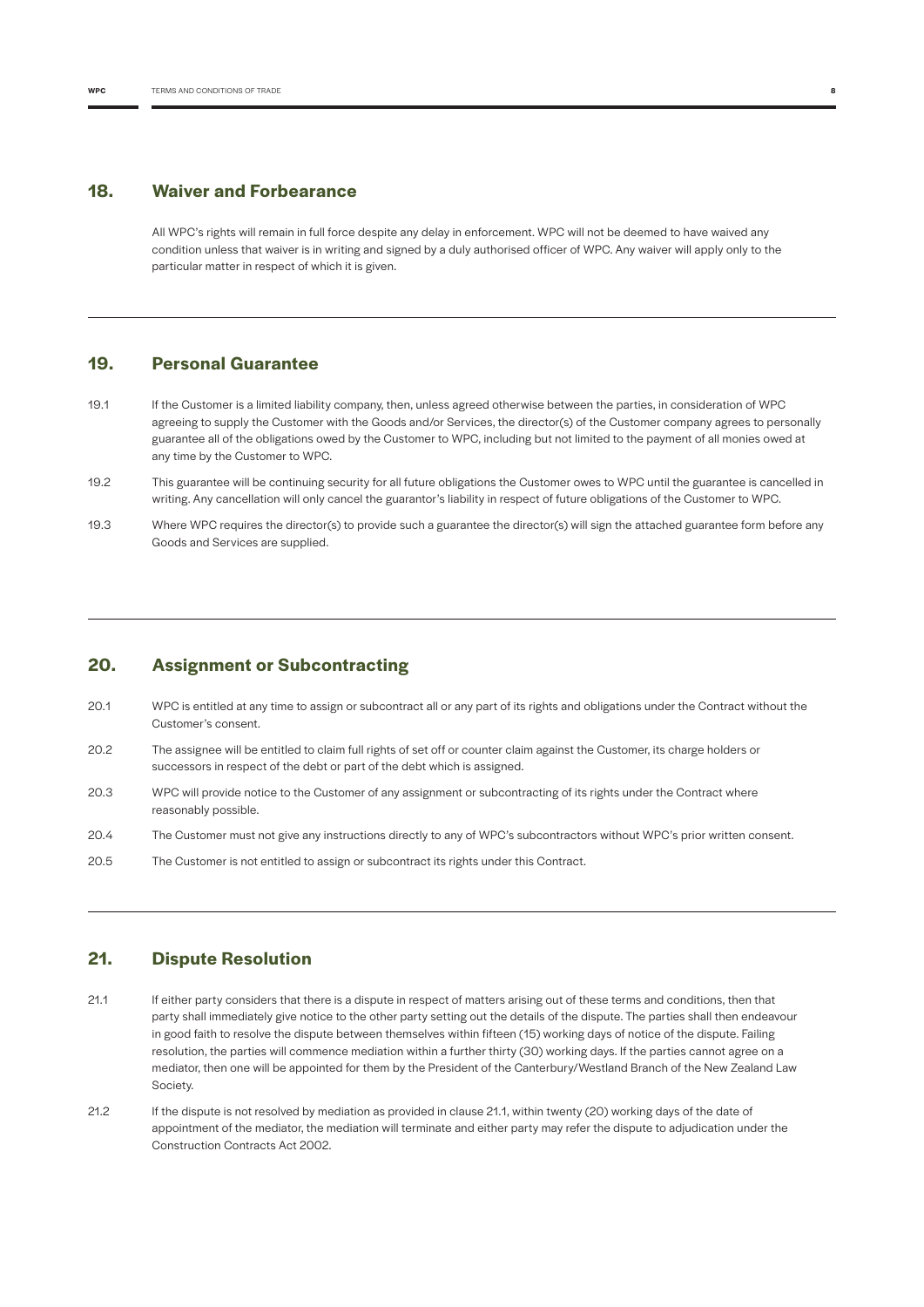## 18. Waiver and Forbearance

All WPC's rights will remain in full force despite any delay in enforcement. WPC will not be deemed to have waived any condition unless that waiver is in writing and signed by a duly authorised officer of WPC. Any waiver will apply only to the particular matter in respect of which it is given.

## 19. Personal Guarantee

19.1 If the Customer is a limited liability company, then, unless agreed otherwise between the parties, in consideration of WPC agreeing to supply the Customer with the Goods and/or Services, the director(s) of the Customer company agrees to personally guarantee all of the obligations owed by the Customer to WPC, including but not limited to the payment of all monies owed at any time by the Customer to WPC.

19.2 This guarantee will be continuing security for all future obligations the Customer owes to WPC until the guarantee is cancelled in writing. Any cancellation will only cancel the guarantor's liability in respect of future obligations of the Customer to WPC.

19.3 Where WPC requires the director(s) to provide such a guarantee the director(s) will sign the attached guarantee form before any Goods and Services are supplied.

## 20. Assignment or Subcontracting

20.1 WPC is entitled at any time to assign or subcontract all or any part of its rights and obligations under the Contract without the Customer's consent.

20.2 The assignee will be entitled to claim full rights of set off or counter claim against the Customer, its charge holders or successors in respect of the debt or part of the debt which is assigned.

20.3 WPC will provide notice to the Customer of any assignment or subcontracting of its rights under the Contract where reasonably possible.

20.4 The Customer must not give any instructions directly to any of WPC's subcontractors without WPC's prior written consent.

20.5 The Customer is not entitled to assign or subcontract its rights under this Contract.

## 21. Dispute Resolution

21.1 If either party considers that there is a dispute in respect of matters arising out of these terms and conditions, then that party shall immediately give notice to the other party setting out the details of the dispute. The parties shall then endeavour in good faith to resolve the dispute between themselves within fifteen (15) working days of notice of the dispute. Failing resolution, the parties will commence mediation within a further thirty (30) working days. If the parties cannot agree on a mediator, then one will be appointed for them by the President of the Canterbury/Westland Branch of the New Zealand Law Society.

21.2 If the dispute is not resolved by mediation as provided in clause 21.1, within twenty (20) working days of the date of appointment of the mediator, the mediation will terminate and either party may refer the dispute to adjudication under the Construction Contracts Act 2002.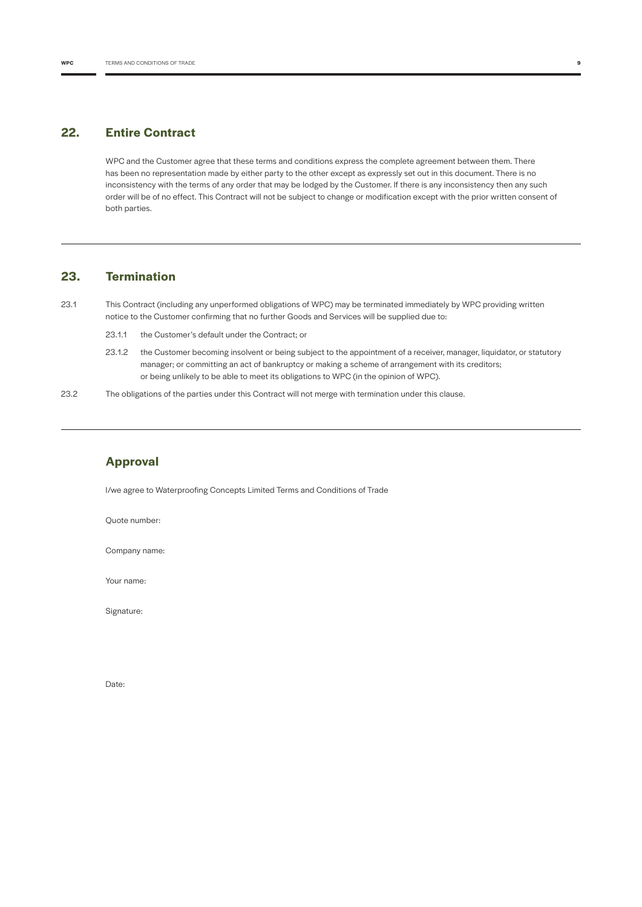## 22. Entire Contract

WPC and the Customer agree that these terms and conditions express the complete agreement between them. There has been no representation made by either party to the other except as expressly set out in this document. There is no inconsistency with the terms of any order that may be lodged by the Customer. If there is any inconsistency then any such order will be of no effect. This Contract will not be subject to change or modification except with the prior written consent of both parties.

## 23. Termination

23.1 This Contract (including any unperformed obligations of WPC) may be terminated immediately by WPC providing written notice to the Customer confirming that no further Goods and Services will be supplied due to:

- 23.1.1 the Customer's default under the Contract; or
- 23.1.2 the Customer becoming insolvent or being subject to the appointment of a receiver, manager, liquidator, or statutory manager; or committing an act of bankruptcy or making a scheme of arrangement with its creditors; or being unlikely to be able to meet its obligations to WPC (in the opinion of WPC).

23.2 The obligations of the parties under this Contract will not merge with termination under this clause.

## Approval

I/we agree to Waterproofing Concepts Limited Terms and Conditions of Trade

Quote number:

Company name:

Your name:

Signature:

Date: